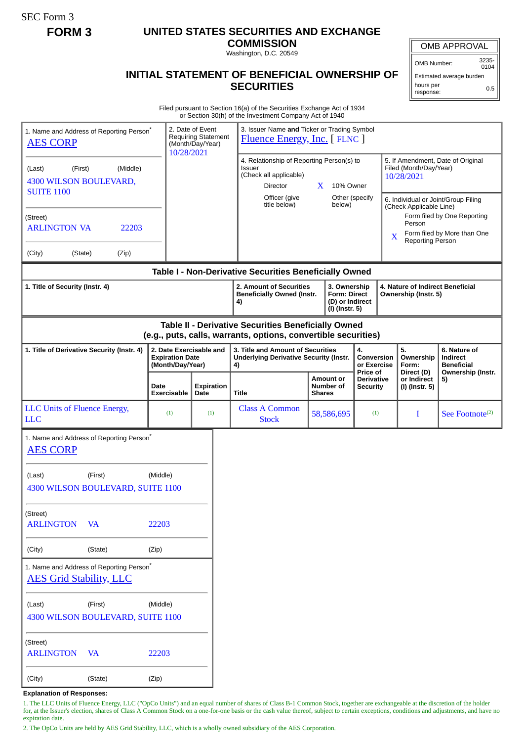SEC Form 3

**FORM 3**

# UNITED STATES SECURITIES AND EXCHANGE COMMISSION

Washington, D.C. 20549

## INITIAL STATEMENT OF BENEFICIAL OWNERSHIP OF SECURITIES

| OMB APPROVAL | |
|---|---|
| OMB Number: | 3235-0104 |
| Estimated average burden hours per response: | 0.5 |

Filed pursuant to Section 16(a) of the Securities Exchange Act of 1934 or Section 30(h) of the Investment Company Act of 1940

1. Name and Address of Reporting Person*
AES CORP

(Last) (First) (Middle)
4300 WILSON BOULEVARD, SUITE 1100

(Street)
ARLINGTON VA 22203

(City) (State) (Zip)

2. Date of Event Requiring Statement (Month/Day/Year)
10/28/2021

3. Issuer Name and Ticker or Trading Symbol
Fluence Energy, Inc. [ FLNC ]

4. Relationship of Reporting Person(s) to Issuer (Check all applicable)
- Director
- X 10% Owner
- Officer (give title below)
- Other (specify below)

5. If Amendment, Date of Original Filed (Month/Day/Year)
10/28/2021

6. Individual or Joint/Group Filing (Check Applicable Line)
- Form filed by One Reporting Person
- X Form filed by More than One Reporting Person

### Table I - Non-Derivative Securities Beneficially Owned

| 1. Title of Security (Instr. 4) | 2. Amount of Securities Beneficially Owned (Instr. 4) | 3. Ownership Form: Direct (D) or Indirect (I) (Instr. 5) | 4. Nature of Indirect Beneficial Ownership (Instr. 5) |
|---|---|---|---|

### Table II - Derivative Securities Beneficially Owned (e.g., puts, calls, warrants, options, convertible securities)

| 1. Title of Derivative Security (Instr. 4) | 2. Date Exercisable and Expiration Date (Month/Day/Year) | | 3. Title and Amount of Securities Underlying Derivative Security (Instr. 4) | | 4. Conversion or Exercise Price of Derivative Security | 5. Ownership Form: Direct (D) or Indirect (I) (Instr. 5) | 6. Nature of Indirect Beneficial Ownership (Instr. 5) |
|---|---|---|---|---|---|---|---|
| | Date Exercisable | Expiration Date | Title | Amount or Number of Shares | | | |
| LLC Units of Fluence Energy, LLC | (1) | (1) | Class A Common Stock | 58,586,695 | (1) | I | See Footnote(2) |

1. Name and Address of Reporting Person*
AES CORP

(Last) (First) (Middle)
4300 WILSON BOULEVARD, SUITE 1100

(Street)
ARLINGTON VA 22203

(City) (State) (Zip)

1. Name and Address of Reporting Person*
AES Grid Stability, LLC

(Last) (First) (Middle)
4300 WILSON BOULEVARD, SUITE 1100

(Street)
ARLINGTON VA 22203

(City) (State) (Zip)

**Explanation of Responses:**

1. The LLC Units of Fluence Energy, LLC ("OpCo Units") and an equal number of shares of Class B-1 Common Stock, together are exchangeable at the discretion of the holder for, at the Issuer's election, shares of Class A Common Stock on a one-for-one basis or the cash value thereof, subject to certain exceptions, conditions and adjustments, and have no expiration date.

2. The OpCo Units are held by AES Grid Stability, LLC, which is a wholly owned subsidiary of the AES Corporation.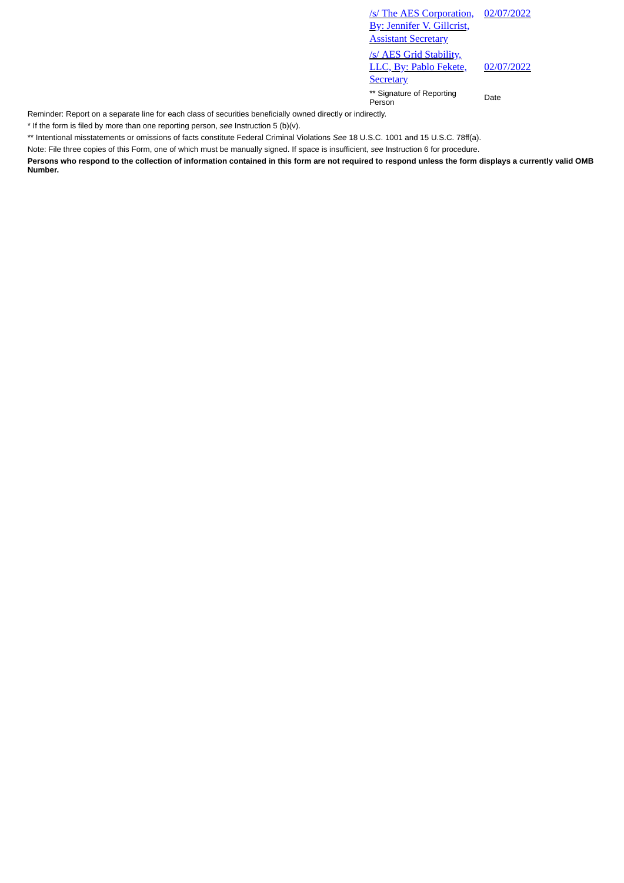| | |
|---|---|
| /s/ The AES Corporation, By: Jennifer V. Gillcrist, Assistant Secretary | 02/07/2022 |
| /s/ AES Grid Stability, LLC, By: Pablo Fekete, Secretary | 02/07/2022 |
| ** Signature of Reporting Person | Date |

Reminder: Report on a separate line for each class of securities beneficially owned directly or indirectly.

* If the form is filed by more than one reporting person, *see* Instruction 5 (b)(v).

** Intentional misstatements or omissions of facts constitute Federal Criminal Violations *See* 18 U.S.C. 1001 and 15 U.S.C. 78ff(a).

Note: File three copies of this Form, one of which must be manually signed. If space is insufficient, *see* Instruction 6 for procedure.

**Persons who respond to the collection of information contained in this form are not required to respond unless the form displays a currently valid OMB Number.**